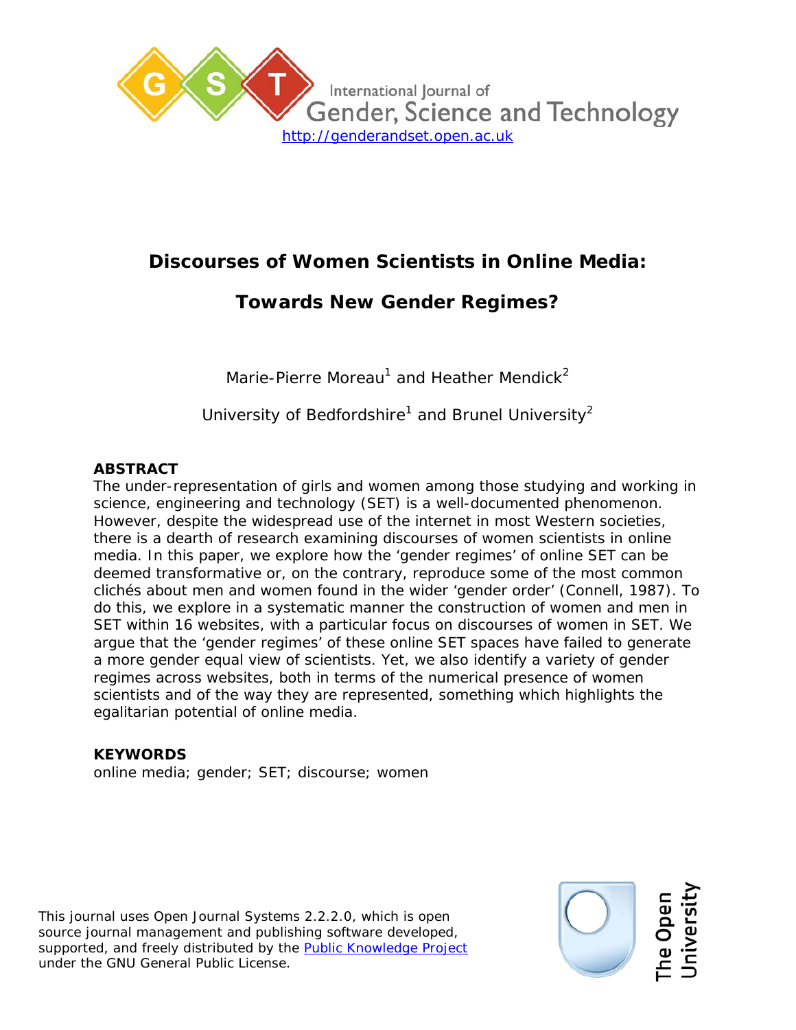International Journal of Gender, Science and Technology
http://genderandset.open.ac.uk

# Discourses of Women Scientists in Online Media: Towards New Gender Regimes?

Marie-Pierre Moreau[1] and Heather Mendick[2]

University of Bedfordshire[1] and Brunel University[2]

## ABSTRACT

The under-representation of girls and women among those studying and working in science, engineering and technology (SET) is a well-documented phenomenon. However, despite the widespread use of the internet in most Western societies, there is a dearth of research examining discourses of women scientists in online media. In this paper, we explore how the 'gender regimes' of online SET can be deemed transformative or, on the contrary, reproduce some of the most common clichés about men and women found in the wider 'gender order' (Connell, 1987). To do this, we explore in a systematic manner the construction of women and men in SET within 16 websites, with a particular focus on discourses of women in SET. We argue that the 'gender regimes' of these online SET spaces have failed to generate a more gender equal view of scientists. Yet, we also identify a variety of gender regimes across websites, both in terms of the numerical presence of women scientists and of the way they are represented, something which highlights the egalitarian potential of online media.

## KEYWORDS

online media; gender; SET; discourse; women

This journal uses Open Journal Systems 2.2.2.0, which is open source journal management and publishing software developed, supported, and freely distributed by the Public Knowledge Project under the GNU General Public License.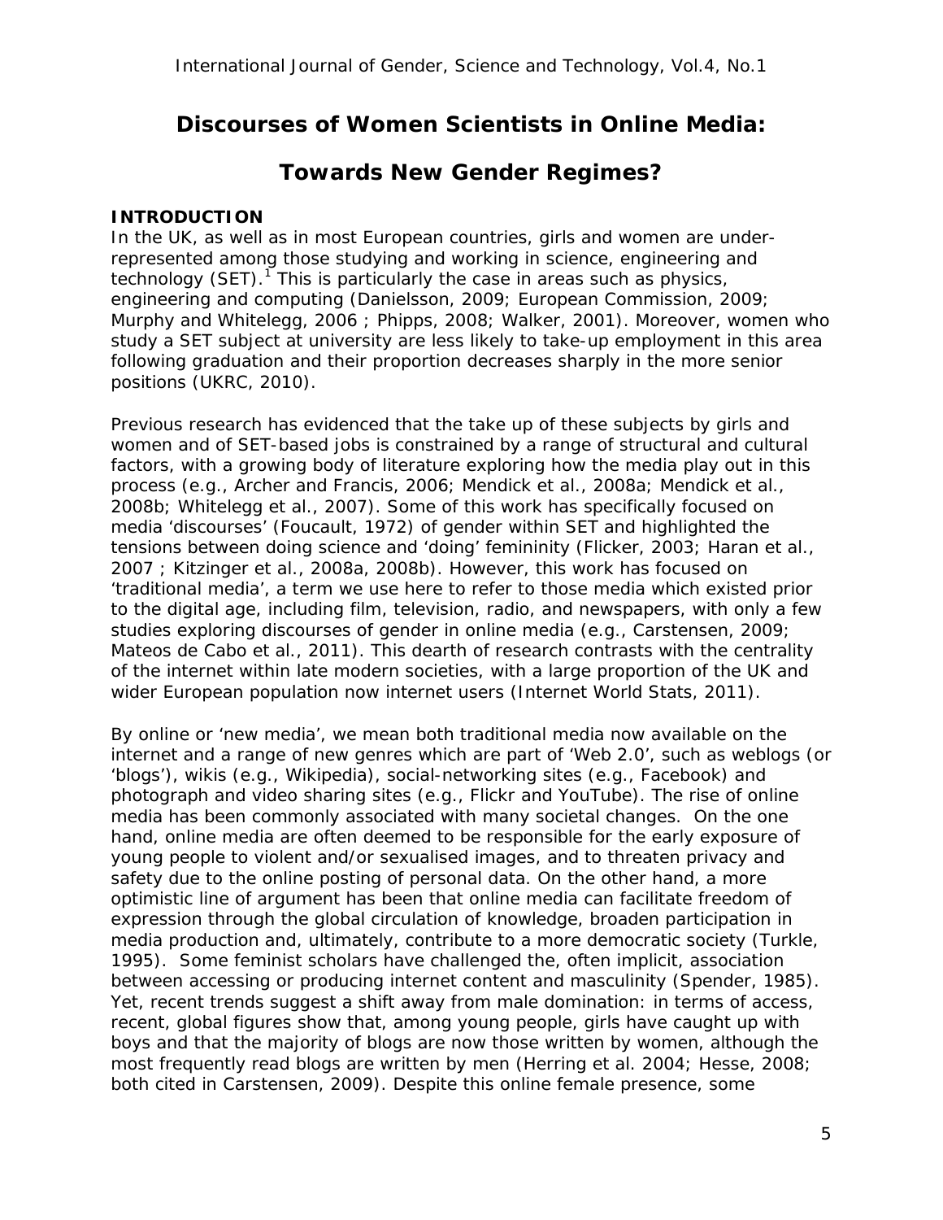# Discourses of Women Scientists in Online Media: Towards New Gender Regimes?

## INTRODUCTION

In the UK, as well as in most European countries, girls and women are under-represented among those studying and working in science, engineering and technology (SET).[1] This is particularly the case in areas such as physics, engineering and computing (Danielsson, 2009; European Commission, 2009; Murphy and Whitelegg, 2006 ; Phipps, 2008; Walker, 2001). Moreover, women who study a SET subject at university are less likely to take-up employment in this area following graduation and their proportion decreases sharply in the more senior positions (UKRC, 2010).

Previous research has evidenced that the take up of these subjects by girls and women and of SET-based jobs is constrained by a range of structural and cultural factors, with a growing body of literature exploring how the media play out in this process (e.g., Archer and Francis, 2006; Mendick et al., 2008a; Mendick et al., 2008b; Whitelegg et al., 2007). Some of this work has specifically focused on media 'discourses' (Foucault, 1972) of gender within SET and highlighted the tensions between doing science and 'doing' femininity (Flicker, 2003; Haran et al., 2007 ; Kitzinger et al., 2008a, 2008b). However, this work has focused on 'traditional media', a term we use here to refer to those media which existed prior to the digital age, including film, television, radio, and newspapers, with only a few studies exploring discourses of gender in online media (e.g., Carstensen, 2009; Mateos de Cabo et al., 2011). This dearth of research contrasts with the centrality of the internet within late modern societies, with a large proportion of the UK and wider European population now internet users (Internet World Stats, 2011).

By online or 'new media', we mean both traditional media now available on the internet and a range of new genres which are part of 'Web 2.0', such as weblogs (or 'blogs'), wikis (e.g., Wikipedia), social-networking sites (e.g., Facebook) and photograph and video sharing sites (e.g., Flickr and YouTube). The rise of online media has been commonly associated with many societal changes. On the one hand, online media are often deemed to be responsible for the early exposure of young people to violent and/or sexualised images, and to threaten privacy and safety due to the online posting of personal data. On the other hand, a more optimistic line of argument has been that online media can facilitate freedom of expression through the global circulation of knowledge, broaden participation in media production and, ultimately, contribute to a more democratic society (Turkle, 1995). Some feminist scholars have challenged the, often implicit, association between accessing or producing internet content and masculinity (Spender, 1985). Yet, recent trends suggest a shift away from male domination: in terms of access, recent, global figures show that, among young people, girls have caught up with boys and that the majority of blogs are now those written by women, although the most frequently read blogs are written by men (Herring et al. 2004; Hesse, 2008; both cited in Carstensen, 2009). Despite this online female presence, some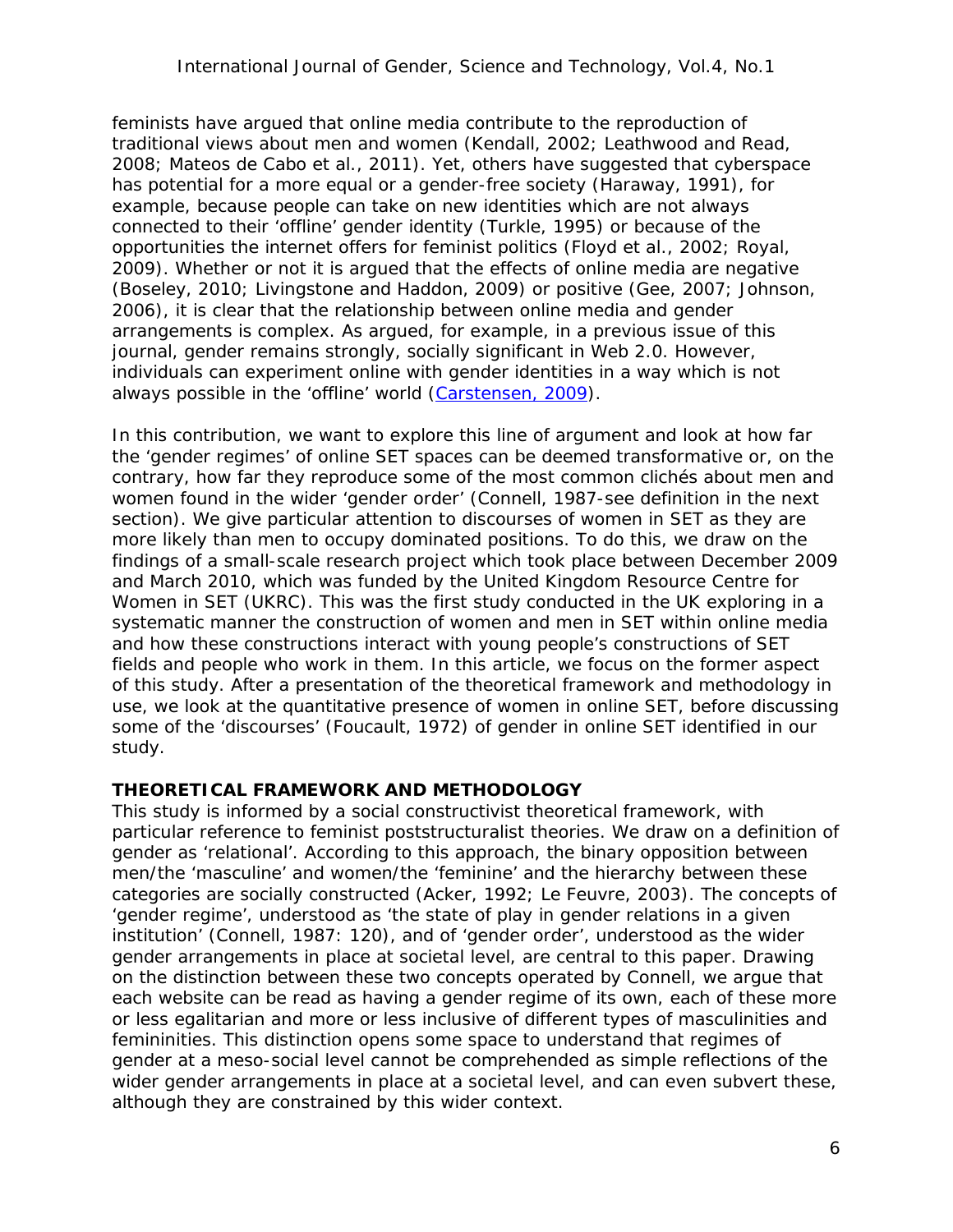feminists have argued that online media contribute to the reproduction of traditional views about men and women (Kendall, 2002; Leathwood and Read, 2008; Mateos de Cabo et al., 2011). Yet, others have suggested that cyberspace has potential for a more equal or a gender-free society (Haraway, 1991), for example, because people can take on new identities which are not always connected to their 'offline' gender identity (Turkle, 1995) or because of the opportunities the internet offers for feminist politics (Floyd et al., 2002; Royal, 2009). Whether or not it is argued that the effects of online media are negative (Boseley, 2010; Livingstone and Haddon, 2009) or positive (Gee, 2007; Johnson, 2006), it is clear that the relationship between online media and gender arrangements is complex. As argued, for example, in a previous issue of this journal, gender remains strongly, socially significant in Web 2.0. However, individuals can experiment online with gender identities in a way which is not always possible in the 'offline' world (Carstensen, 2009).

In this contribution, we want to explore this line of argument and look at how far the 'gender regimes' of online SET spaces can be deemed transformative or, on the contrary, how far they reproduce some of the most common clichés about men and women found in the wider 'gender order' (Connell, 1987-see definition in the next section). We give particular attention to discourses of women in SET as they are more likely than men to occupy dominated positions. To do this, we draw on the findings of a small-scale research project which took place between December 2009 and March 2010, which was funded by the United Kingdom Resource Centre for Women in SET (UKRC). This was the first study conducted in the UK exploring in a systematic manner the construction of women and men in SET within online media and how these constructions interact with young people's constructions of SET fields and people who work in them. In this article, we focus on the former aspect of this study. After a presentation of the theoretical framework and methodology in use, we look at the quantitative presence of women in online SET, before discussing some of the 'discourses' (Foucault, 1972) of gender in online SET identified in our study.

## THEORETICAL FRAMEWORK AND METHODOLOGY

This study is informed by a social constructivist theoretical framework, with particular reference to feminist poststructuralist theories. We draw on a definition of gender as 'relational'. According to this approach, the binary opposition between men/the 'masculine' and women/the 'feminine' and the hierarchy between these categories are socially constructed (Acker, 1992; Le Feuvre, 2003). The concepts of 'gender regime', understood as 'the state of play in gender relations in a given institution' (Connell, 1987: 120), and of 'gender order', understood as the wider gender arrangements in place at societal level, are central to this paper. Drawing on the distinction between these two concepts operated by Connell, we argue that each website can be read as having a gender regime of its own, each of these more or less egalitarian and more or less inclusive of different types of masculinities and femininities. This distinction opens some space to understand that regimes of gender at a meso-social level cannot be comprehended as simple reflections of the wider gender arrangements in place at a societal level, and can even subvert these, although they are constrained by this wider context.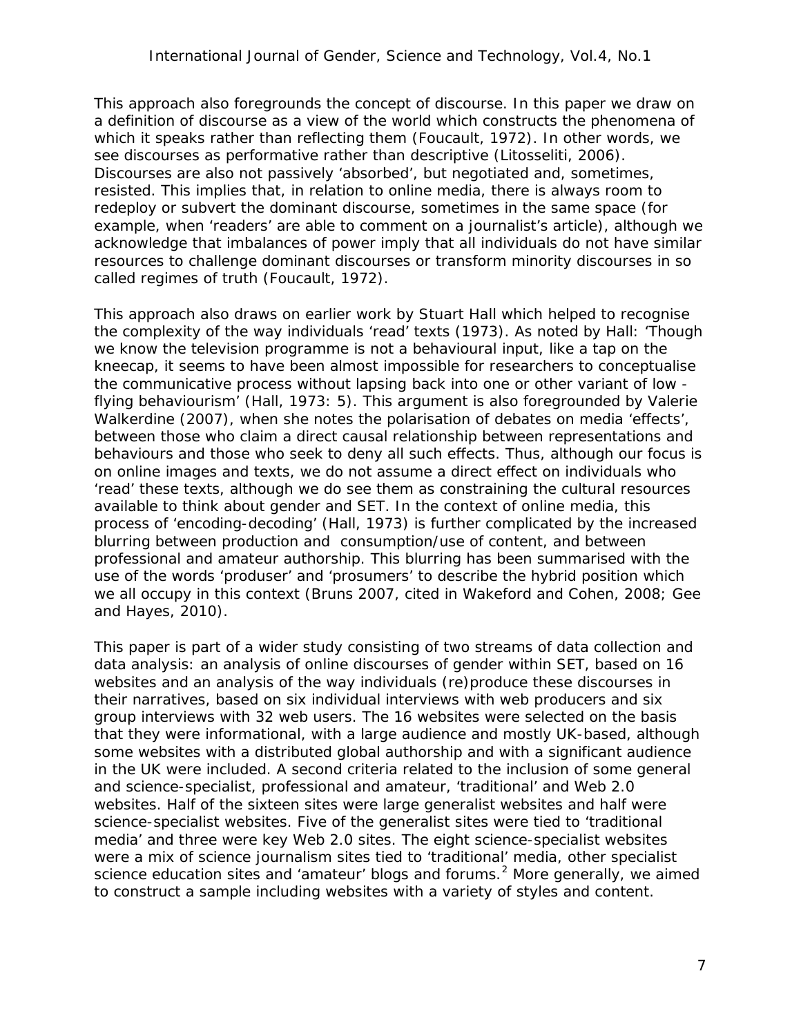This approach also foregrounds the concept of discourse. In this paper we draw on a definition of discourse as a view of the world which constructs the phenomena of which it speaks rather than reflecting them (Foucault, 1972). In other words, we see discourses as performative rather than descriptive (Litosseliti, 2006). Discourses are also not passively 'absorbed', but negotiated and, sometimes, resisted. This implies that, in relation to online media, there is always room to redeploy or subvert the dominant discourse, sometimes in the same space (for example, when 'readers' are able to comment on a journalist's article), although we acknowledge that imbalances of power imply that all individuals do not have similar resources to challenge dominant discourses or transform minority discourses in so called regimes of truth (Foucault, 1972).

This approach also draws on earlier work by Stuart Hall which helped to recognise the complexity of the way individuals 'read' texts (1973). As noted by Hall: 'Though we know the television programme is not a behavioural input, like a tap on the kneecap, it seems to have been almost impossible for researchers to conceptualise the communicative process without lapsing back into one or other variant of low - flying behaviourism' (Hall, 1973: 5). This argument is also foregrounded by Valerie Walkerdine (2007), when she notes the polarisation of debates on media 'effects', between those who claim a direct causal relationship between representations and behaviours and those who seek to deny all such effects. Thus, although our focus is on online images and texts, we do not assume a direct effect on individuals who 'read' these texts, although we do see them as constraining the cultural resources available to think about gender and SET. In the context of online media, this process of 'encoding-decoding' (Hall, 1973) is further complicated by the increased blurring between production and consumption/use of content, and between professional and amateur authorship. This blurring has been summarised with the use of the words 'produser' and 'prosumers' to describe the hybrid position which we all occupy in this context (Bruns 2007, cited in Wakeford and Cohen, 2008; Gee and Hayes, 2010).

This paper is part of a wider study consisting of two streams of data collection and data analysis: an analysis of online discourses of gender within SET, based on 16 websites and an analysis of the way individuals (re)produce these discourses in their narratives, based on six individual interviews with web producers and six group interviews with 32 web users. The 16 websites were selected on the basis that they were informational, with a large audience and mostly UK-based, although some websites with a distributed global authorship and with a significant audience in the UK were included. A second criteria related to the inclusion of some general and science-specialist, professional and amateur, 'traditional' and Web 2.0 websites. Half of the sixteen sites were large generalist websites and half were science-specialist websites. Five of the generalist sites were tied to 'traditional media' and three were key Web 2.0 sites. The eight science-specialist websites were a mix of science journalism sites tied to 'traditional' media, other specialist science education sites and 'amateur' blogs and forums.[2] More generally, we aimed to construct a sample including websites with a variety of styles and content.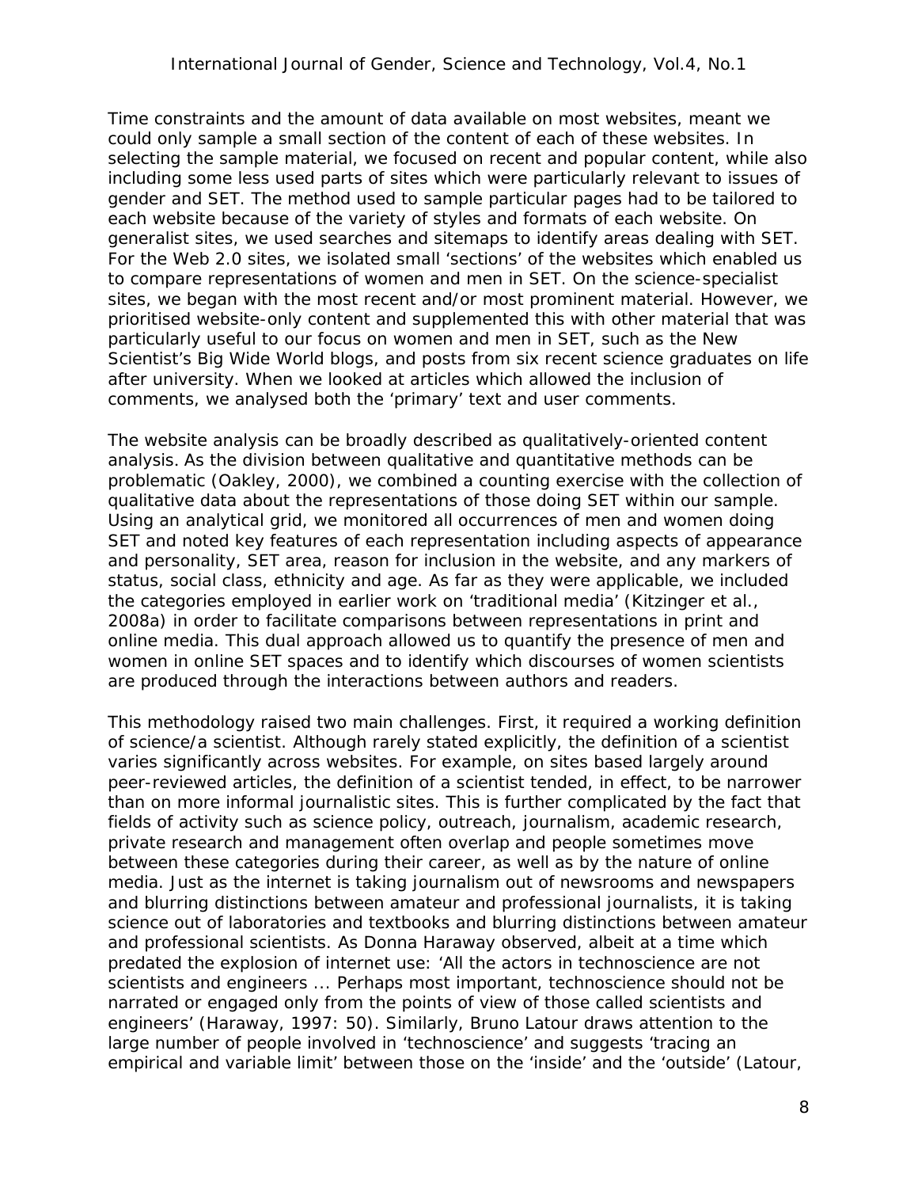Time constraints and the amount of data available on most websites, meant we could only sample a small section of the content of each of these websites. In selecting the sample material, we focused on recent and popular content, while also including some less used parts of sites which were particularly relevant to issues of gender and SET. The method used to sample particular pages had to be tailored to each website because of the variety of styles and formats of each website. On generalist sites, we used searches and sitemaps to identify areas dealing with SET. For the Web 2.0 sites, we isolated small 'sections' of the websites which enabled us to compare representations of women and men in SET. On the science-specialist sites, we began with the most recent and/or most prominent material. However, we prioritised website-only content and supplemented this with other material that was particularly useful to our focus on women and men in SET, such as the New Scientist's Big Wide World blogs, and posts from six recent science graduates on life after university. When we looked at articles which allowed the inclusion of comments, we analysed both the 'primary' text and user comments.

The website analysis can be broadly described as qualitatively-oriented content analysis. As the division between qualitative and quantitative methods can be problematic (Oakley, 2000), we combined a counting exercise with the collection of qualitative data about the representations of those doing SET within our sample. Using an analytical grid, we monitored all occurrences of men and women doing SET and noted key features of each representation including aspects of appearance and personality, SET area, reason for inclusion in the website, and any markers of status, social class, ethnicity and age. As far as they were applicable, we included the categories employed in earlier work on 'traditional media' (Kitzinger et al., 2008a) in order to facilitate comparisons between representations in print and online media. This dual approach allowed us to quantify the presence of men and women in online SET spaces and to identify which discourses of women scientists are produced through the interactions between authors and readers.

This methodology raised two main challenges. First, it required a working definition of science/a scientist. Although rarely stated explicitly, the definition of a scientist varies significantly across websites. For example, on sites based largely around peer-reviewed articles, the definition of a scientist tended, in effect, to be narrower than on more informal journalistic sites. This is further complicated by the fact that fields of activity such as science policy, outreach, journalism, academic research, private research and management often overlap and people sometimes move between these categories during their career, as well as by the nature of online media. Just as the internet is taking journalism out of newsrooms and newspapers and blurring distinctions between amateur and professional journalists, it is taking science out of laboratories and textbooks and blurring distinctions between amateur and professional scientists. As Donna Haraway observed, albeit at a time which predated the explosion of internet use: 'All the actors in technoscience are not scientists and engineers ... Perhaps most important, technoscience should not be narrated or engaged only from the points of view of those called scientists and engineers' (Haraway, 1997: 50). Similarly, Bruno Latour draws attention to the large number of people involved in 'technoscience' and suggests 'tracing an empirical and variable limit' between those on the 'inside' and the 'outside' (Latour,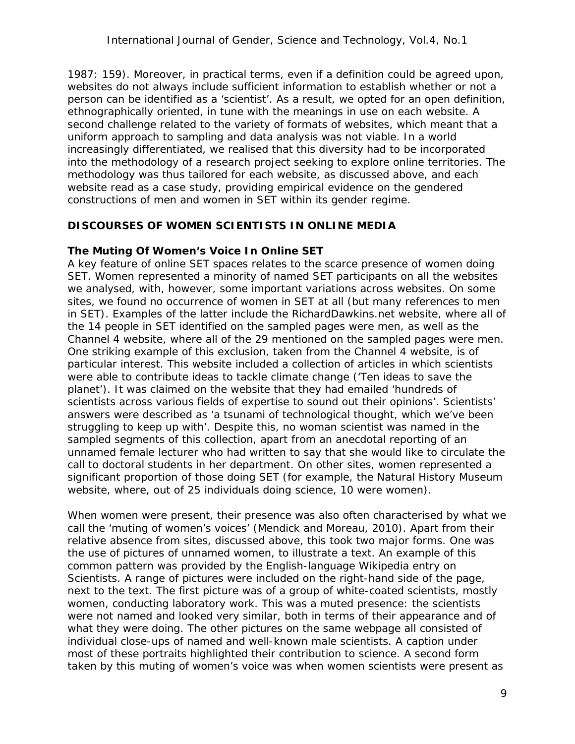1987: 159). Moreover, in practical terms, even if a definition could be agreed upon, websites do not always include sufficient information to establish whether or not a person can be identified as a 'scientist'. As a result, we opted for an open definition, ethnographically oriented, in tune with the meanings in use on each website. A second challenge related to the variety of formats of websites, which meant that a uniform approach to sampling and data analysis was not viable. In a world increasingly differentiated, we realised that this diversity had to be incorporated into the methodology of a research project seeking to explore online territories. The methodology was thus tailored for each website, as discussed above, and each website read as a case study, providing empirical evidence on the gendered constructions of men and women in SET within its gender regime.

## DISCOURSES OF WOMEN SCIENTISTS IN ONLINE MEDIA

### The Muting Of Women's Voice In Online SET

A key feature of online SET spaces relates to the scarce presence of women doing SET. Women represented a minority of named SET participants on all the websites we analysed, with, however, some important variations across websites. On some sites, we found no occurrence of women in SET at all (but many references to men in SET). Examples of the latter include the RichardDawkins.net website, where all of the 14 people in SET identified on the sampled pages were men, as well as the Channel 4 website, where all of the 29 mentioned on the sampled pages were men. One striking example of this exclusion, taken from the Channel 4 website, is of particular interest. This website included a collection of articles in which scientists were able to contribute ideas to tackle climate change ('Ten ideas to save the planet'). It was claimed on the website that they had emailed 'hundreds of scientists across various fields of expertise to sound out their opinions'. Scientists' answers were described as 'a tsunami of technological thought, which we've been struggling to keep up with'. Despite this, no woman scientist was named in the sampled segments of this collection, apart from an anecdotal reporting of an unnamed female lecturer who had written to say that she would like to circulate the call to doctoral students in her department. On other sites, women represented a significant proportion of those doing SET (for example, the Natural History Museum website, where, out of 25 individuals doing science, 10 were women).

When women were present, their presence was also often characterised by what we call the 'muting of women's voices' (Mendick and Moreau, 2010). Apart from their relative absence from sites, discussed above, this took two major forms. One was the use of pictures of unnamed women, to illustrate a text. An example of this common pattern was provided by the English-language Wikipedia entry on Scientists. A range of pictures were included on the right-hand side of the page, next to the text. The first picture was of a group of white-coated scientists, mostly women, conducting laboratory work. This was a muted presence: the scientists were not named and looked very similar, both in terms of their appearance and of what they were doing. The other pictures on the same webpage all consisted of individual close-ups of named and well-known male scientists. A caption under most of these portraits highlighted their contribution to science. A second form taken by this muting of women's voice was when women scientists were present as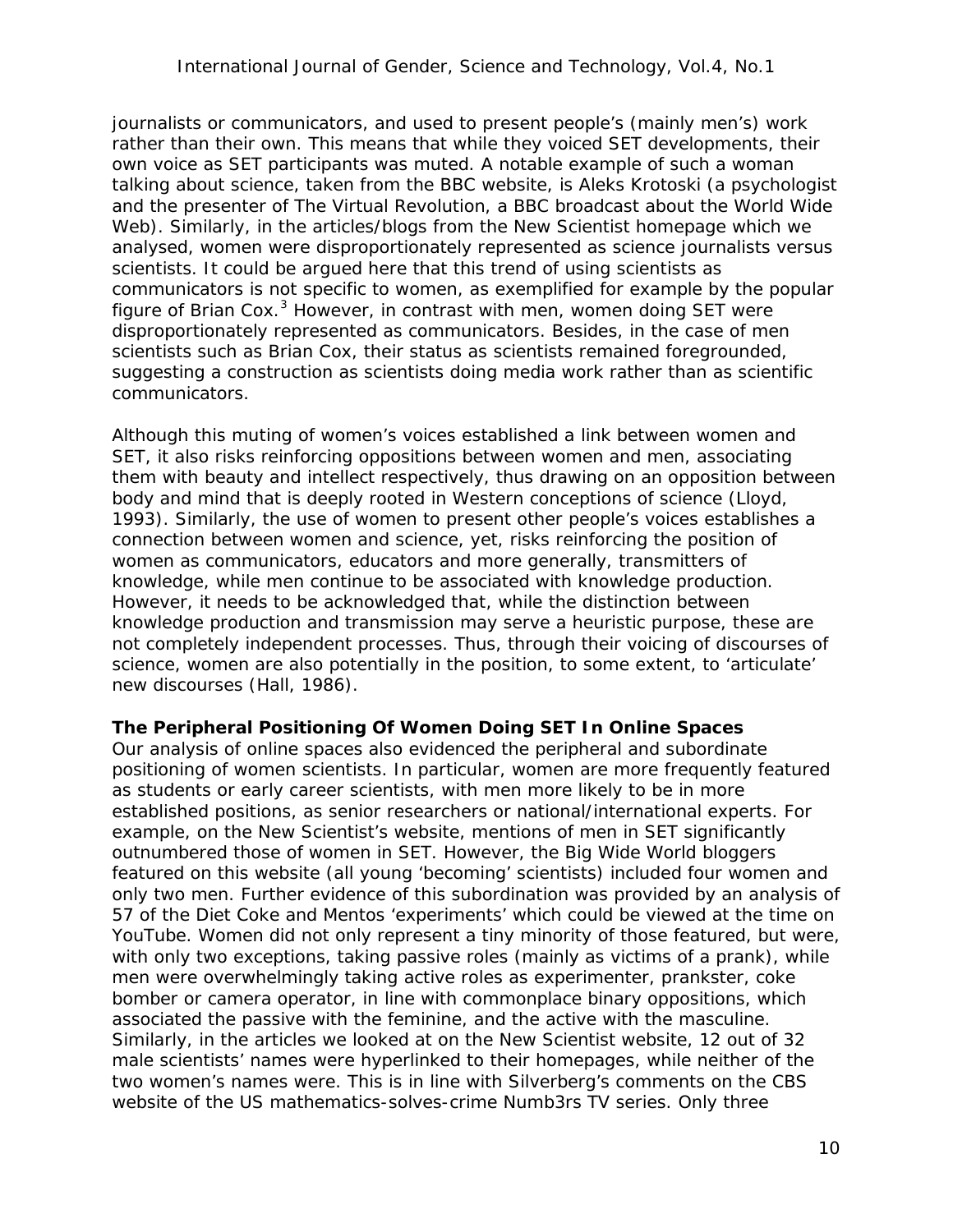journalists or communicators, and used to present people's (mainly men's) work rather than their own. This means that while they voiced SET developments, their own voice as SET participants was muted. A notable example of such a woman talking about science, taken from the BBC website, is Aleks Krotoski (a psychologist and the presenter of The Virtual Revolution, a BBC broadcast about the World Wide Web). Similarly, in the articles/blogs from the New Scientist homepage which we analysed, women were disproportionately represented as science journalists versus scientists. It could be argued here that this trend of using scientists as communicators is not specific to women, as exemplified for example by the popular figure of Brian Cox.[3] However, in contrast with men, women doing SET were disproportionately represented as communicators. Besides, in the case of men scientists such as Brian Cox, their status as scientists remained foregrounded, suggesting a construction as scientists doing media work rather than as scientific communicators.

Although this muting of women's voices established a link between women and SET, it also risks reinforcing oppositions between women and men, associating them with beauty and intellect respectively, thus drawing on an opposition between body and mind that is deeply rooted in Western conceptions of science (Lloyd, 1993). Similarly, the use of women to present other people's voices establishes a connection between women and science, yet, risks reinforcing the position of women as communicators, educators and more generally, transmitters of knowledge, while men continue to be associated with knowledge production. However, it needs to be acknowledged that, while the distinction between knowledge production and transmission may serve a heuristic purpose, these are not completely independent processes. Thus, through their voicing of discourses of science, women are also potentially in the position, to some extent, to 'articulate' new discourses (Hall, 1986).

**The Peripheral Positioning Of Women Doing SET In Online Spaces**

Our analysis of online spaces also evidenced the peripheral and subordinate positioning of women scientists. In particular, women are more frequently featured as students or early career scientists, with men more likely to be in more established positions, as senior researchers or national/international experts. For example, on the New Scientist's website, mentions of men in SET significantly outnumbered those of women in SET. However, the Big Wide World bloggers featured on this website (all young 'becoming' scientists) included four women and only two men. Further evidence of this subordination was provided by an analysis of 57 of the Diet Coke and Mentos 'experiments' which could be viewed at the time on YouTube. Women did not only represent a tiny minority of those featured, but were, with only two exceptions, taking passive roles (mainly as victims of a prank), while men were overwhelmingly taking active roles as experimenter, prankster, coke bomber or camera operator, in line with commonplace binary oppositions, which associated the passive with the feminine, and the active with the masculine. Similarly, in the articles we looked at on the New Scientist website, 12 out of 32 male scientists' names were hyperlinked to their homepages, while neither of the two women's names were. This is in line with Silverberg's comments on the CBS website of the US mathematics-solves-crime Numb3rs TV series. Only three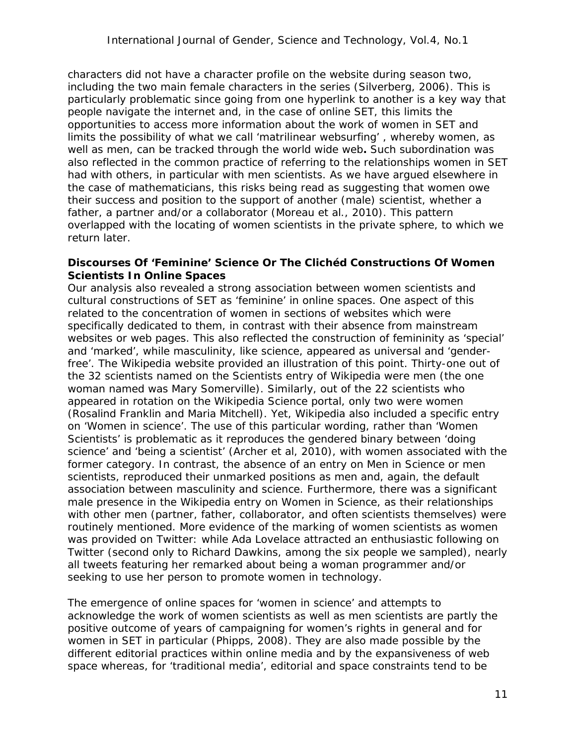characters did not have a character profile on the website during season two, including the two main female characters in the series (Silverberg, 2006). This is particularly problematic since going from one hyperlink to another is a key way that people navigate the internet and, in the case of online SET, this limits the opportunities to access more information about the work of women in SET and limits the possibility of what we call 'matrilinear websurfing' , whereby women, as well as men, can be tracked through the world wide web**.** Such subordination was also reflected in the common practice of referring to the relationships women in SET had with others, in particular with men scientists. As we have argued elsewhere in the case of mathematicians, this risks being read as suggesting that women owe their success and position to the support of another (male) scientist, whether a father, a partner and/or a collaborator (Moreau et al., 2010). This pattern overlapped with the locating of women scientists in the private sphere, to which we return later.

**Discourses Of 'Feminine' Science Or The Clichéd Constructions Of Women Scientists In Online Spaces**

Our analysis also revealed a strong association between women scientists and cultural constructions of SET as 'feminine' in online spaces. One aspect of this related to the concentration of women in sections of websites which were specifically dedicated to them, in contrast with their absence from mainstream websites or web pages. This also reflected the construction of femininity as 'special' and 'marked', while masculinity, like science, appeared as universal and 'gender-free'. The Wikipedia website provided an illustration of this point. Thirty-one out of the 32 scientists named on the Scientists entry of Wikipedia were men (the one woman named was Mary Somerville). Similarly, out of the 22 scientists who appeared in rotation on the Wikipedia Science portal, only two were women (Rosalind Franklin and Maria Mitchell). Yet, Wikipedia also included a specific entry on 'Women in science'. The use of this particular wording, rather than 'Women Scientists' is problematic as it reproduces the gendered binary between 'doing science' and 'being a scientist' (Archer et al, 2010), with women associated with the former category. In contrast, the absence of an entry on Men in Science or men scientists, reproduced their unmarked positions as men and, again, the default association between masculinity and science. Furthermore, there was a significant male presence in the Wikipedia entry on Women in Science, as their relationships with other men (partner, father, collaborator, and often scientists themselves) were routinely mentioned. More evidence of the marking of women scientists as women was provided on Twitter: while Ada Lovelace attracted an enthusiastic following on Twitter (second only to Richard Dawkins, among the six people we sampled), nearly all tweets featuring her remarked about being a woman programmer and/or seeking to use her person to promote women in technology.

The emergence of online spaces for 'women in science' and attempts to acknowledge the work of women scientists as well as men scientists are partly the positive outcome of years of campaigning for women's rights in general and for women in SET in particular (Phipps, 2008). They are also made possible by the different editorial practices within online media and by the expansiveness of web space whereas, for 'traditional media', editorial and space constraints tend to be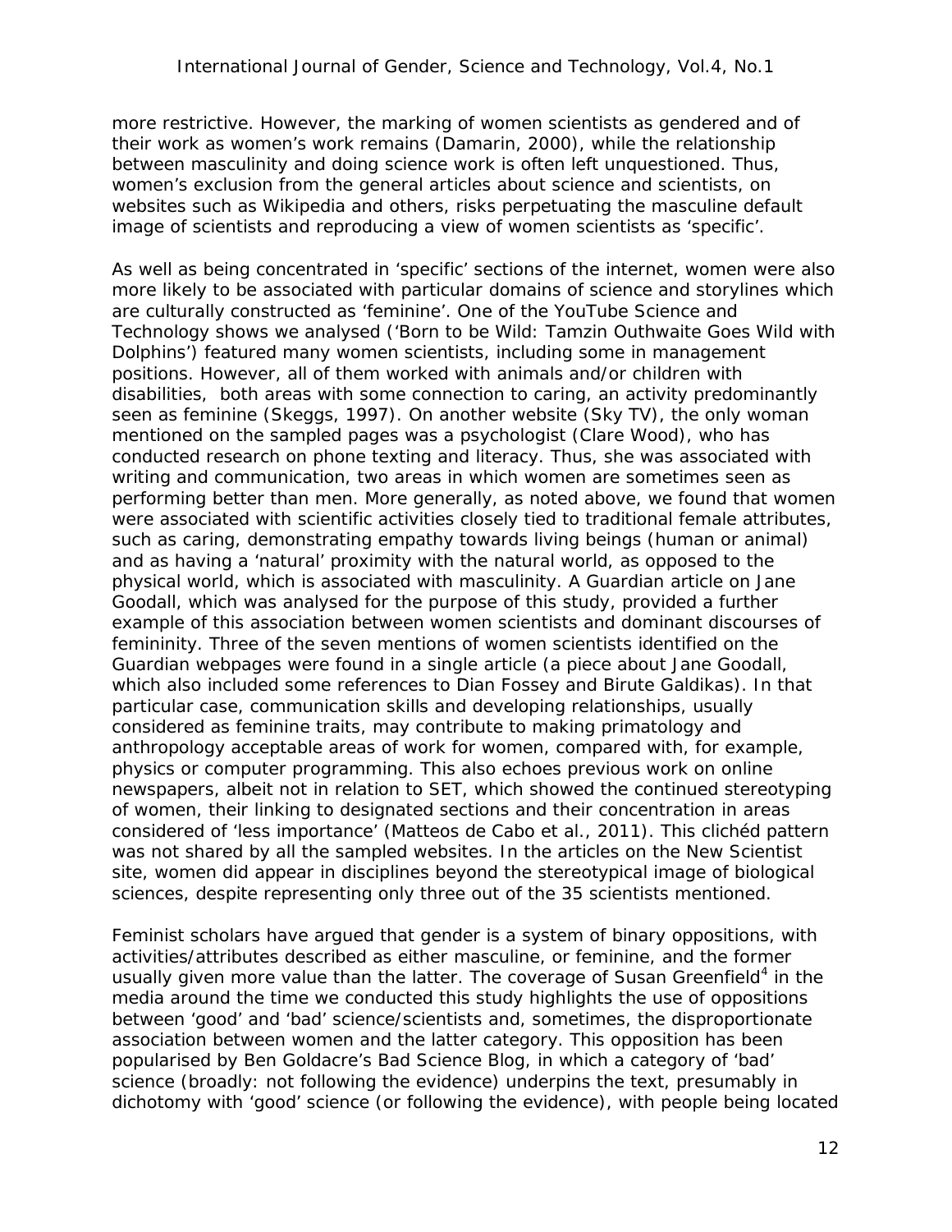more restrictive. However, the marking of women scientists as gendered and of their work as women's work remains (Damarin, 2000), while the relationship between masculinity and doing science work is often left unquestioned. Thus, women's exclusion from the general articles about science and scientists, on websites such as Wikipedia and others, risks perpetuating the masculine default image of scientists and reproducing a view of women scientists as 'specific'.

As well as being concentrated in 'specific' sections of the internet, women were also more likely to be associated with particular domains of science and storylines which are culturally constructed as 'feminine'. One of the YouTube Science and Technology shows we analysed ('Born to be Wild: Tamzin Outhwaite Goes Wild with Dolphins') featured many women scientists, including some in management positions. However, all of them worked with animals and/or children with disabilities, both areas with some connection to caring, an activity predominantly seen as feminine (Skeggs, 1997). On another website (Sky TV), the only woman mentioned on the sampled pages was a psychologist (Clare Wood), who has conducted research on phone texting and literacy. Thus, she was associated with writing and communication, two areas in which women are sometimes seen as performing better than men. More generally, as noted above, we found that women were associated with scientific activities closely tied to traditional female attributes, such as caring, demonstrating empathy towards living beings (human or animal) and as having a 'natural' proximity with the natural world, as opposed to the physical world, which is associated with masculinity. A Guardian article on Jane Goodall, which was analysed for the purpose of this study, provided a further example of this association between women scientists and dominant discourses of femininity. Three of the seven mentions of women scientists identified on the Guardian webpages were found in a single article (a piece about Jane Goodall, which also included some references to Dian Fossey and Birute Galdikas). In that particular case, communication skills and developing relationships, usually considered as feminine traits, may contribute to making primatology and anthropology acceptable areas of work for women, compared with, for example, physics or computer programming. This also echoes previous work on online newspapers, albeit not in relation to SET, which showed the continued stereotyping of women, their linking to designated sections and their concentration in areas considered of 'less importance' (Matteos de Cabo et al., 2011). This clichéd pattern was not shared by all the sampled websites. In the articles on the New Scientist site, women did appear in disciplines beyond the stereotypical image of biological sciences, despite representing only three out of the 35 scientists mentioned.

Feminist scholars have argued that gender is a system of binary oppositions, with activities/attributes described as either masculine, or feminine, and the former usually given more value than the latter. The coverage of Susan Greenfield[4] in the media around the time we conducted this study highlights the use of oppositions between 'good' and 'bad' science/scientists and, sometimes, the disproportionate association between women and the latter category. This opposition has been popularised by Ben Goldacre's Bad Science Blog, in which a category of 'bad' science (broadly: not following the evidence) underpins the text, presumably in dichotomy with 'good' science (or following the evidence), with people being located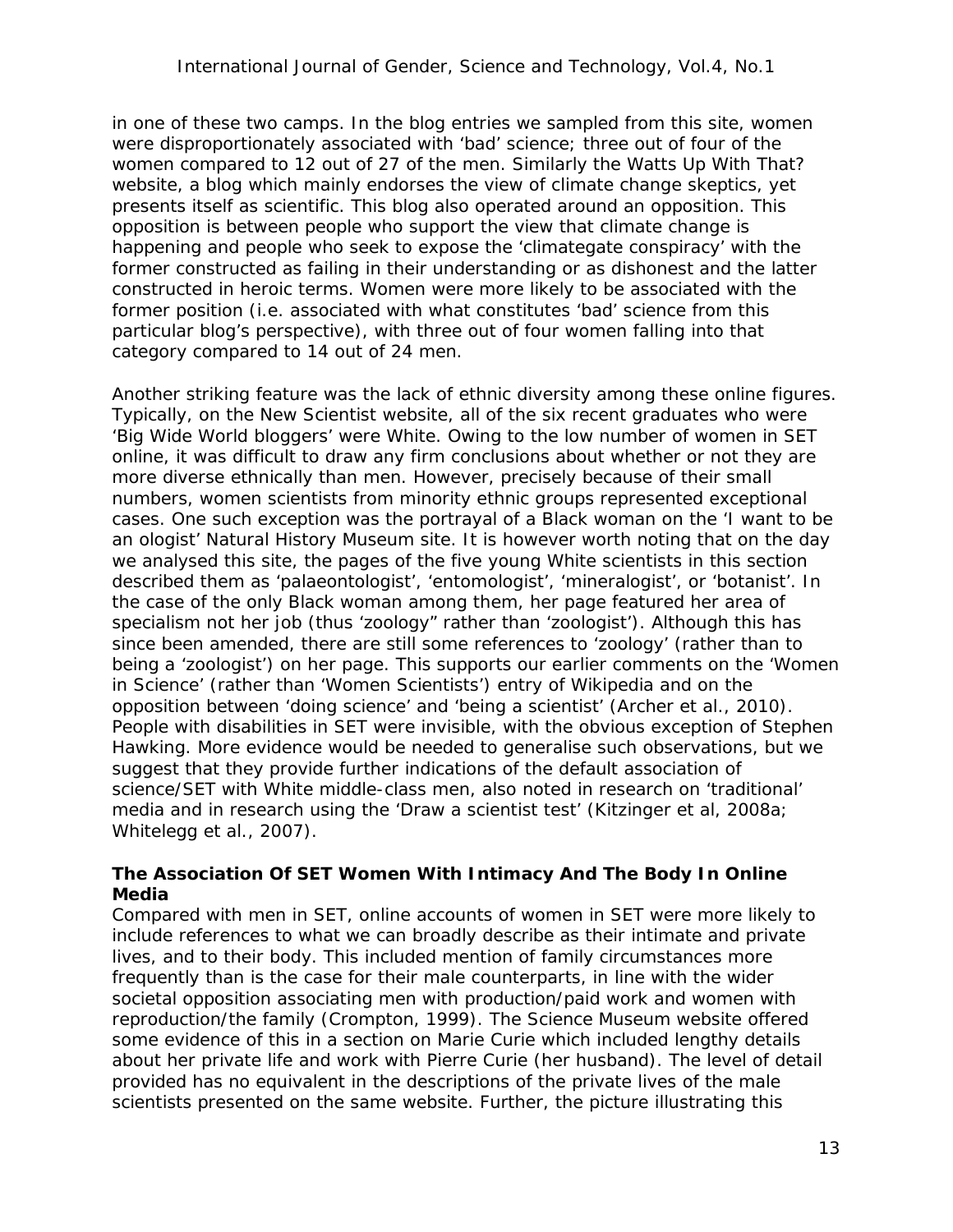in one of these two camps. In the blog entries we sampled from this site, women were disproportionately associated with 'bad' science; three out of four of the women compared to 12 out of 27 of the men. Similarly the Watts Up With That? website, a blog which mainly endorses the view of climate change skeptics, yet presents itself as scientific. This blog also operated around an opposition. This opposition is between people who support the view that climate change is happening and people who seek to expose the 'climategate conspiracy' with the former constructed as failing in their understanding or as dishonest and the latter constructed in heroic terms. Women were more likely to be associated with the former position (i.e. associated with what constitutes 'bad' science from this particular blog's perspective), with three out of four women falling into that category compared to 14 out of 24 men.

Another striking feature was the lack of ethnic diversity among these online figures. Typically, on the New Scientist website, all of the six recent graduates who were 'Big Wide World bloggers' were White. Owing to the low number of women in SET online, it was difficult to draw any firm conclusions about whether or not they are more diverse ethnically than men. However, precisely because of their small numbers, women scientists from minority ethnic groups represented exceptional cases. One such exception was the portrayal of a Black woman on the 'I want to be an ologist' Natural History Museum site. It is however worth noting that on the day we analysed this site, the pages of the five young White scientists in this section described them as 'palaeontologist', 'entomologist', 'mineralogist', or 'botanist'. In the case of the only Black woman among them, her page featured her area of specialism not her job (thus 'zoology" rather than 'zoologist'). Although this has since been amended, there are still some references to 'zoology' (rather than to being a 'zoologist') on her page. This supports our earlier comments on the 'Women in Science' (rather than 'Women Scientists') entry of Wikipedia and on the opposition between 'doing science' and 'being a scientist' (Archer et al., 2010). People with disabilities in SET were invisible, with the obvious exception of Stephen Hawking. More evidence would be needed to generalise such observations, but we suggest that they provide further indications of the default association of science/SET with White middle-class men, also noted in research on 'traditional' media and in research using the 'Draw a scientist test' (Kitzinger et al, 2008a; Whitelegg et al., 2007).

### The Association Of SET Women With Intimacy And The Body In Online Media

Compared with men in SET, online accounts of women in SET were more likely to include references to what we can broadly describe as their intimate and private lives, and to their body. This included mention of family circumstances more frequently than is the case for their male counterparts, in line with the wider societal opposition associating men with production/paid work and women with reproduction/the family (Crompton, 1999). The Science Museum website offered some evidence of this in a section on Marie Curie which included lengthy details about her private life and work with Pierre Curie (her husband). The level of detail provided has no equivalent in the descriptions of the private lives of the male scientists presented on the same website. Further, the picture illustrating this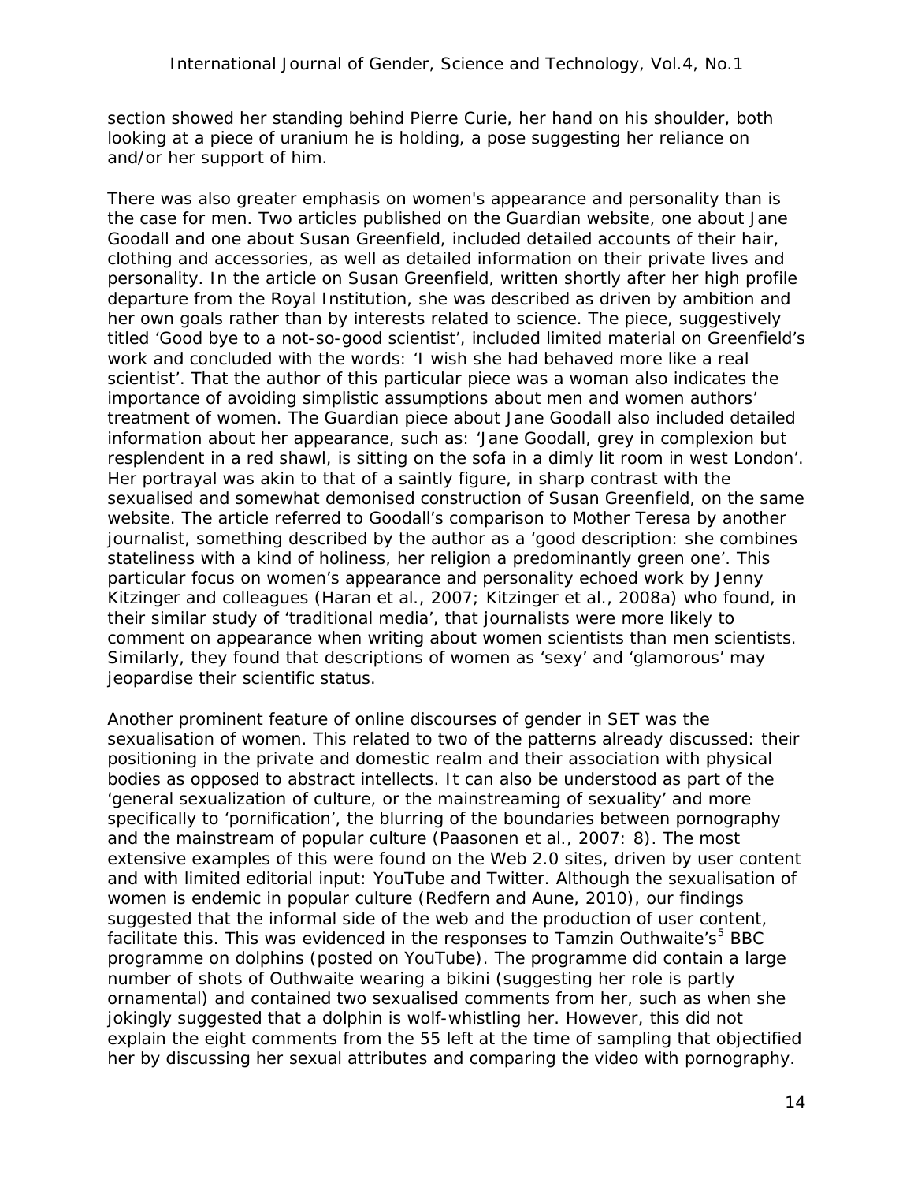section showed her standing behind Pierre Curie, her hand on his shoulder, both looking at a piece of uranium he is holding, a pose suggesting her reliance on and/or her support of him.

There was also greater emphasis on women's appearance and personality than is the case for men. Two articles published on the Guardian website, one about Jane Goodall and one about Susan Greenfield, included detailed accounts of their hair, clothing and accessories, as well as detailed information on their private lives and personality. In the article on Susan Greenfield, written shortly after her high profile departure from the Royal Institution, she was described as driven by ambition and her own goals rather than by interests related to science. The piece, suggestively titled 'Good bye to a not-so-good scientist', included limited material on Greenfield's work and concluded with the words: 'I wish she had behaved more like a real scientist'. That the author of this particular piece was a woman also indicates the importance of avoiding simplistic assumptions about men and women authors' treatment of women. The Guardian piece about Jane Goodall also included detailed information about her appearance, such as: 'Jane Goodall, grey in complexion but resplendent in a red shawl, is sitting on the sofa in a dimly lit room in west London'. Her portrayal was akin to that of a saintly figure, in sharp contrast with the sexualised and somewhat demonised construction of Susan Greenfield, on the same website. The article referred to Goodall's comparison to Mother Teresa by another journalist, something described by the author as a 'good description: she combines stateliness with a kind of holiness, her religion a predominantly green one'. This particular focus on women's appearance and personality echoed work by Jenny Kitzinger and colleagues (Haran et al., 2007; Kitzinger et al., 2008a) who found, in their similar study of 'traditional media', that journalists were more likely to comment on appearance when writing about women scientists than men scientists. Similarly, they found that descriptions of women as 'sexy' and 'glamorous' may jeopardise their scientific status.

Another prominent feature of online discourses of gender in SET was the sexualisation of women. This related to two of the patterns already discussed: their positioning in the private and domestic realm and their association with physical bodies as opposed to abstract intellects. It can also be understood as part of the 'general sexualization of culture, or the mainstreaming of sexuality' and more specifically to 'pornification', the blurring of the boundaries between pornography and the mainstream of popular culture (Paasonen et al., 2007: 8). The most extensive examples of this were found on the Web 2.0 sites, driven by user content and with limited editorial input: YouTube and Twitter. Although the sexualisation of women is endemic in popular culture (Redfern and Aune, 2010), our findings suggested that the informal side of the web and the production of user content, facilitate this. This was evidenced in the responses to Tamzin Outhwaite's[5] BBC programme on dolphins (posted on YouTube). The programme did contain a large number of shots of Outhwaite wearing a bikini (suggesting her role is partly ornamental) and contained two sexualised comments from her, such as when she jokingly suggested that a dolphin is wolf-whistling her. However, this did not explain the eight comments from the 55 left at the time of sampling that objectified her by discussing her sexual attributes and comparing the video with pornography.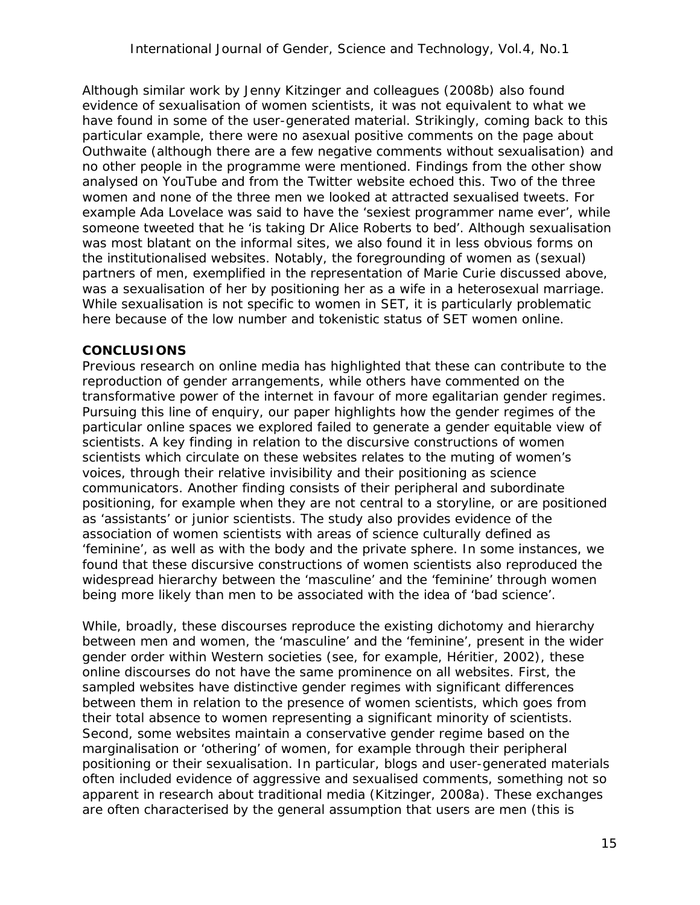Although similar work by Jenny Kitzinger and colleagues (2008b) also found evidence of sexualisation of women scientists, it was not equivalent to what we have found in some of the user-generated material. Strikingly, coming back to this particular example, there were no asexual positive comments on the page about Outhwaite (although there are a few negative comments without sexualisation) and no other people in the programme were mentioned. Findings from the other show analysed on YouTube and from the Twitter website echoed this. Two of the three women and none of the three men we looked at attracted sexualised tweets. For example Ada Lovelace was said to have the 'sexiest programmer name ever', while someone tweeted that he 'is taking Dr Alice Roberts to bed'. Although sexualisation was most blatant on the informal sites, we also found it in less obvious forms on the institutionalised websites. Notably, the foregrounding of women as (sexual) partners of men, exemplified in the representation of Marie Curie discussed above, was a sexualisation of her by positioning her as a wife in a heterosexual marriage. While sexualisation is not specific to women in SET, it is particularly problematic here because of the low number and tokenistic status of SET women online.

## CONCLUSIONS

Previous research on online media has highlighted that these can contribute to the reproduction of gender arrangements, while others have commented on the transformative power of the internet in favour of more egalitarian gender regimes. Pursuing this line of enquiry, our paper highlights how the gender regimes of the particular online spaces we explored failed to generate a gender equitable view of scientists. A key finding in relation to the discursive constructions of women scientists which circulate on these websites relates to the muting of women's voices, through their relative invisibility and their positioning as science communicators. Another finding consists of their peripheral and subordinate positioning, for example when they are not central to a storyline, or are positioned as 'assistants' or junior scientists. The study also provides evidence of the association of women scientists with areas of science culturally defined as 'feminine', as well as with the body and the private sphere. In some instances, we found that these discursive constructions of women scientists also reproduced the widespread hierarchy between the 'masculine' and the 'feminine' through women being more likely than men to be associated with the idea of 'bad science'.

While, broadly, these discourses reproduce the existing dichotomy and hierarchy between men and women, the 'masculine' and the 'feminine', present in the wider gender order within Western societies (see, for example, Héritier, 2002), these online discourses do not have the same prominence on all websites. First, the sampled websites have distinctive gender regimes with significant differences between them in relation to the presence of women scientists, which goes from their total absence to women representing a significant minority of scientists. Second, some websites maintain a conservative gender regime based on the marginalisation or 'othering' of women, for example through their peripheral positioning or their sexualisation. In particular, blogs and user-generated materials often included evidence of aggressive and sexualised comments, something not so apparent in research about traditional media (Kitzinger, 2008a). These exchanges are often characterised by the general assumption that users are men (this is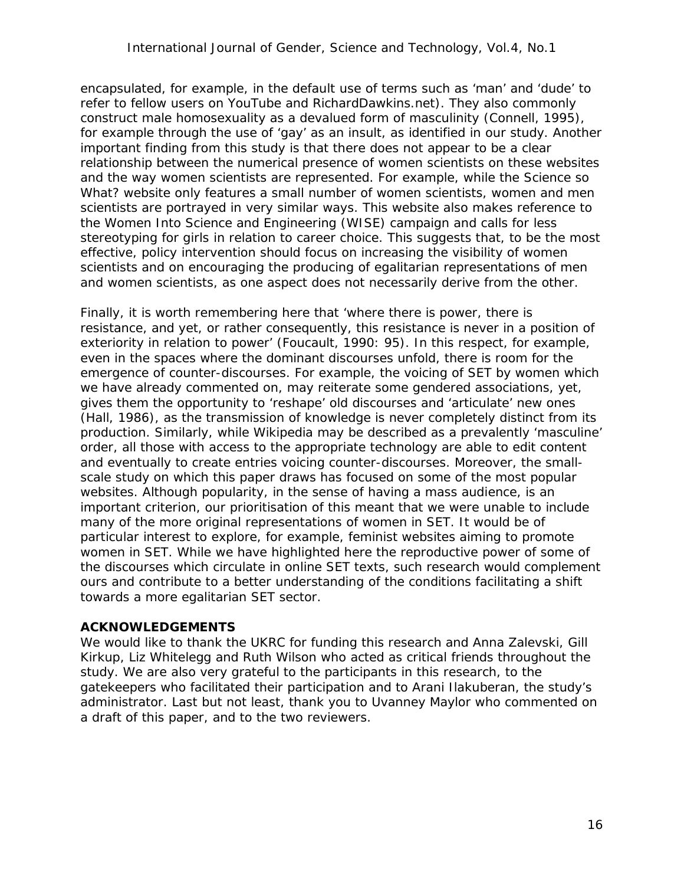encapsulated, for example, in the default use of terms such as 'man' and 'dude' to refer to fellow users on YouTube and RichardDawkins.net). They also commonly construct male homosexuality as a devalued form of masculinity (Connell, 1995), for example through the use of 'gay' as an insult, as identified in our study. Another important finding from this study is that there does not appear to be a clear relationship between the numerical presence of women scientists on these websites and the way women scientists are represented. For example, while the Science so What? website only features a small number of women scientists, women and men scientists are portrayed in very similar ways. This website also makes reference to the Women Into Science and Engineering (WISE) campaign and calls for less stereotyping for girls in relation to career choice. This suggests that, to be the most effective, policy intervention should focus on increasing the visibility of women scientists and on encouraging the producing of egalitarian representations of men and women scientists, as one aspect does not necessarily derive from the other.

Finally, it is worth remembering here that 'where there is power, there is resistance, and yet, or rather consequently, this resistance is never in a position of exteriority in relation to power' (Foucault, 1990: 95). In this respect, for example, even in the spaces where the dominant discourses unfold, there is room for the emergence of counter-discourses. For example, the voicing of SET by women which we have already commented on, may reiterate some gendered associations, yet, gives them the opportunity to 'reshape' old discourses and 'articulate' new ones (Hall, 1986), as the transmission of knowledge is never completely distinct from its production. Similarly, while Wikipedia may be described as a prevalently 'masculine' order, all those with access to the appropriate technology are able to edit content and eventually to create entries voicing counter-discourses. Moreover, the small-scale study on which this paper draws has focused on some of the most popular websites. Although popularity, in the sense of having a mass audience, is an important criterion, our prioritisation of this meant that we were unable to include many of the more original representations of women in SET. It would be of particular interest to explore, for example, feminist websites aiming to promote women in SET. While we have highlighted here the reproductive power of some of the discourses which circulate in online SET texts, such research would complement ours and contribute to a better understanding of the conditions facilitating a shift towards a more egalitarian SET sector.

## ACKNOWLEDGEMENTS

We would like to thank the UKRC for funding this research and Anna Zalevski, Gill Kirkup, Liz Whitelegg and Ruth Wilson who acted as critical friends throughout the study. We are also very grateful to the participants in this research, to the gatekeepers who facilitated their participation and to Arani Ilakuberan, the study's administrator. Last but not least, thank you to Uvanney Maylor who commented on a draft of this paper, and to the two reviewers.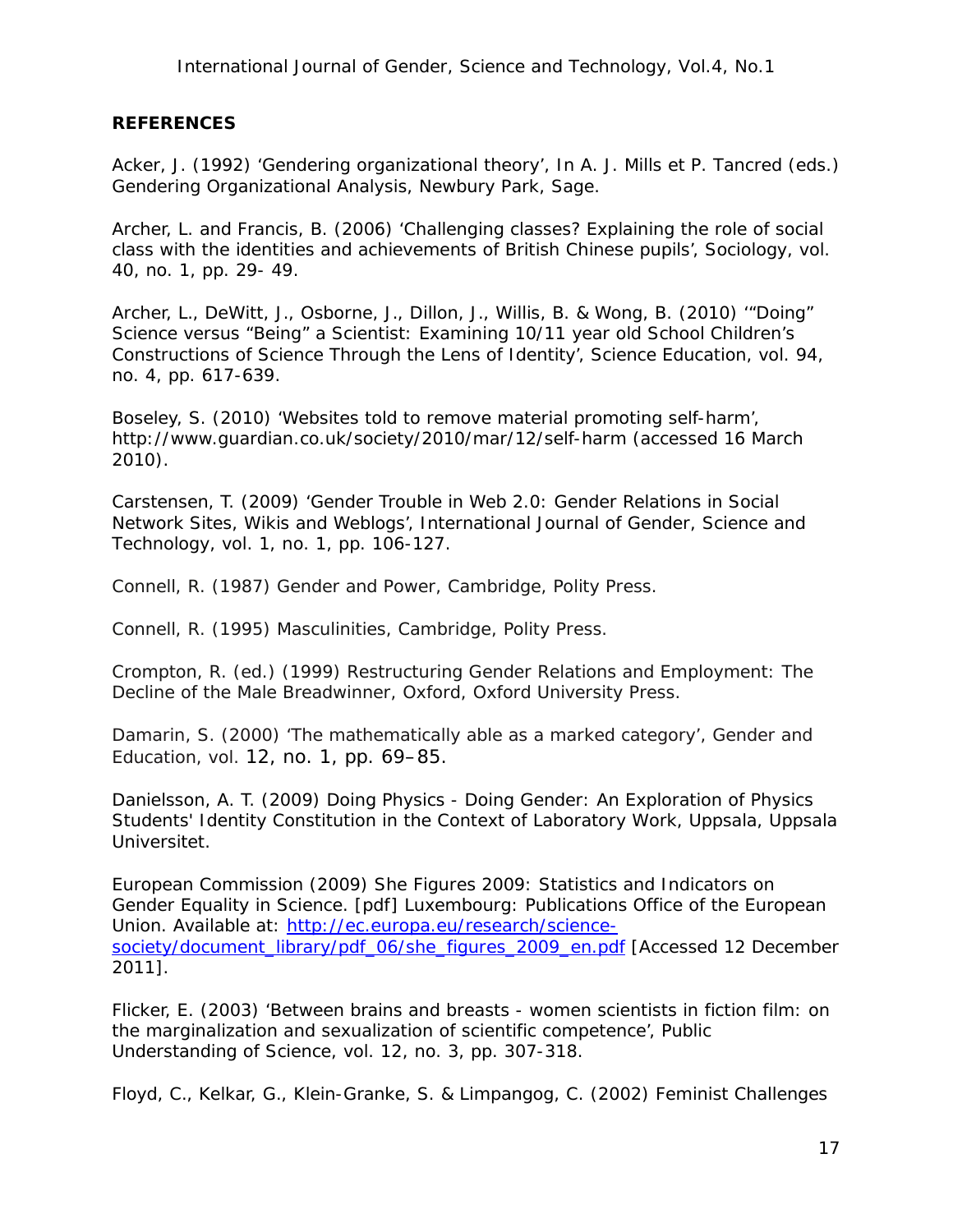## REFERENCES

Acker, J. (1992) 'Gendering organizational theory', In A. J. Mills et P. Tancred (eds.) Gendering Organizational Analysis, Newbury Park, Sage.

Archer, L. and Francis, B. (2006) 'Challenging classes? Explaining the role of social class with the identities and achievements of British Chinese pupils', Sociology, vol. 40, no. 1, pp. 29- 49.

Archer, L., DeWitt, J., Osborne, J., Dillon, J., Willis, B. & Wong, B. (2010) '"Doing" Science versus "Being" a Scientist: Examining 10/11 year old School Children's Constructions of Science Through the Lens of Identity', Science Education, vol. 94, no. 4, pp. 617-639.

Boseley, S. (2010) 'Websites told to remove material promoting self-harm', http://www.guardian.co.uk/society/2010/mar/12/self-harm (accessed 16 March 2010).

Carstensen, T. (2009) 'Gender Trouble in Web 2.0: Gender Relations in Social Network Sites, Wikis and Weblogs', International Journal of Gender, Science and Technology, vol. 1, no. 1, pp. 106-127.

Connell, R. (1987) Gender and Power, Cambridge, Polity Press.

Connell, R. (1995) Masculinities, Cambridge, Polity Press.

Crompton, R. (ed.) (1999) Restructuring Gender Relations and Employment: The Decline of the Male Breadwinner, Oxford, Oxford University Press.

Damarin, S. (2000) 'The mathematically able as a marked category', Gender and Education, vol. 12, no. 1, pp. 69–85.

Danielsson, A. T. (2009) Doing Physics - Doing Gender: An Exploration of Physics Students' Identity Constitution in the Context of Laboratory Work, Uppsala, Uppsala Universitet.

European Commission (2009) She Figures 2009: Statistics and Indicators on Gender Equality in Science. [pdf] Luxembourg: Publications Office of the European Union. Available at: http://ec.europa.eu/research/science-society/document_library/pdf_06/she_figures_2009_en.pdf [Accessed 12 December 2011].

Flicker, E. (2003) 'Between brains and breasts - women scientists in fiction film: on the marginalization and sexualization of scientific competence', Public Understanding of Science, vol. 12, no. 3, pp. 307-318.

Floyd, C., Kelkar, G., Klein-Granke, S. & Limpangog, C. (2002) Feminist Challenges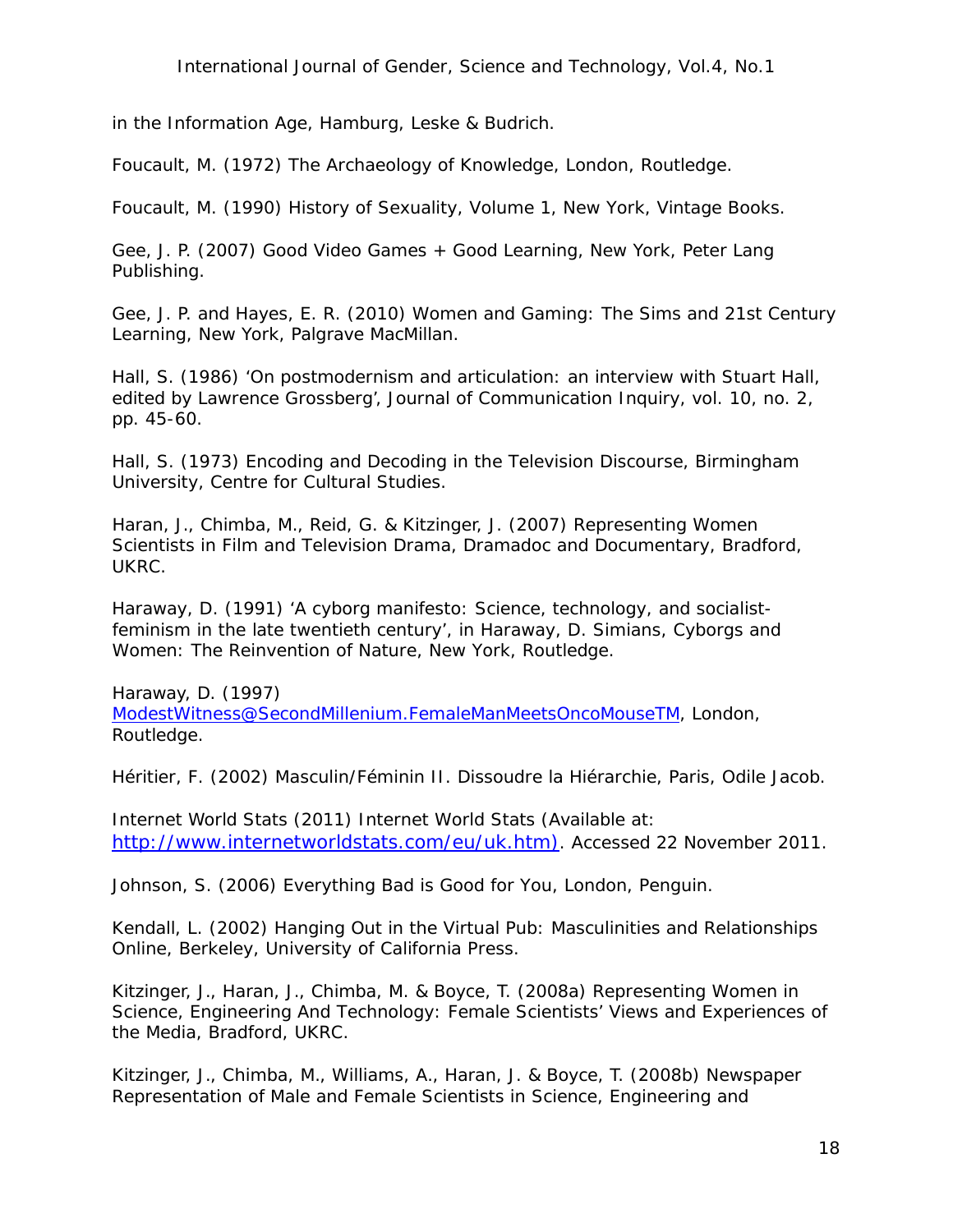in the Information Age, Hamburg, Leske & Budrich.

Foucault, M. (1972) The Archaeology of Knowledge, London, Routledge.

Foucault, M. (1990) History of Sexuality, Volume 1, New York, Vintage Books.

Gee, J. P. (2007) Good Video Games + Good Learning, New York, Peter Lang Publishing.

Gee, J. P. and Hayes, E. R. (2010) Women and Gaming: The Sims and 21st Century Learning, New York, Palgrave MacMillan.

Hall, S. (1986) 'On postmodernism and articulation: an interview with Stuart Hall, edited by Lawrence Grossberg', Journal of Communication Inquiry, vol. 10, no. 2, pp. 45-60.

Hall, S. (1973) Encoding and Decoding in the Television Discourse, Birmingham University, Centre for Cultural Studies.

Haran, J., Chimba, M., Reid, G. & Kitzinger, J. (2007) Representing Women Scientists in Film and Television Drama, Dramadoc and Documentary, Bradford, UKRC.

Haraway, D. (1991) 'A cyborg manifesto: Science, technology, and socialist-feminism in the late twentieth century', in Haraway, D. Simians, Cyborgs and Women: The Reinvention of Nature, New York, Routledge.

Haraway, D. (1997) ModestWitness@SecondMillenium.FemaleManMeetsOncoMouseTM, London, Routledge.

Héritier, F. (2002) Masculin/Féminin II. Dissoudre la Hiérarchie, Paris, Odile Jacob.

Internet World Stats (2011) Internet World Stats (Available at: http://www.internetworldstats.com/eu/uk.htm). Accessed 22 November 2011.

Johnson, S. (2006) Everything Bad is Good for You, London, Penguin.

Kendall, L. (2002) Hanging Out in the Virtual Pub: Masculinities and Relationships Online, Berkeley, University of California Press.

Kitzinger, J., Haran, J., Chimba, M. & Boyce, T. (2008a) Representing Women in Science, Engineering And Technology: Female Scientists' Views and Experiences of the Media, Bradford, UKRC.

Kitzinger, J., Chimba, M., Williams, A., Haran, J. & Boyce, T. (2008b) Newspaper Representation of Male and Female Scientists in Science, Engineering and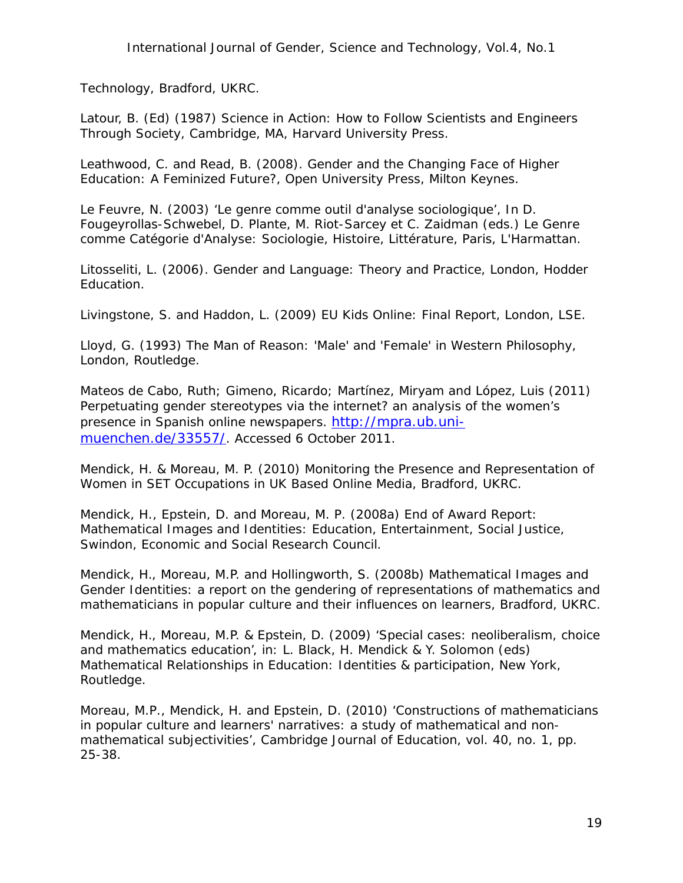Technology, Bradford, UKRC.

Latour, B. (Ed) (1987) Science in Action: How to Follow Scientists and Engineers Through Society, Cambridge, MA, Harvard University Press.

Leathwood, C. and Read, B. (2008). Gender and the Changing Face of Higher Education: A Feminized Future?, Open University Press, Milton Keynes.

Le Feuvre, N. (2003) 'Le genre comme outil d'analyse sociologique', In D. Fougeyrollas-Schwebel, D. Plante, M. Riot-Sarcey et C. Zaidman (eds.) Le Genre comme Catégorie d'Analyse: Sociologie, Histoire, Littérature, Paris, L'Harmattan.

Litosseliti, L. (2006). Gender and Language: Theory and Practice, London, Hodder Education.

Livingstone, S. and Haddon, L. (2009) EU Kids Online: Final Report, London, LSE.

Lloyd, G. (1993) The Man of Reason: 'Male' and 'Female' in Western Philosophy, London, Routledge.

Mateos de Cabo, Ruth; Gimeno, Ricardo; Martínez, Miryam and López, Luis (2011) Perpetuating gender stereotypes via the internet? an analysis of the women's presence in Spanish online newspapers. http://mpra.ub.uni-muenchen.de/33557/. Accessed 6 October 2011.

Mendick, H. & Moreau, M. P. (2010) Monitoring the Presence and Representation of Women in SET Occupations in UK Based Online Media, Bradford, UKRC.

Mendick, H., Epstein, D. and Moreau, M. P. (2008a) End of Award Report: Mathematical Images and Identities: Education, Entertainment, Social Justice, Swindon, Economic and Social Research Council.

Mendick, H., Moreau, M.P. and Hollingworth, S. (2008b) Mathematical Images and Gender Identities: a report on the gendering of representations of mathematics and mathematicians in popular culture and their influences on learners, Bradford, UKRC.

Mendick, H., Moreau, M.P. & Epstein, D. (2009) 'Special cases: neoliberalism, choice and mathematics education', in: L. Black, H. Mendick & Y. Solomon (eds) Mathematical Relationships in Education: Identities & participation, New York, Routledge.

Moreau, M.P., Mendick, H. and Epstein, D. (2010) 'Constructions of mathematicians in popular culture and learners' narratives: a study of mathematical and non-mathematical subjectivities', Cambridge Journal of Education, vol. 40, no. 1, pp. 25-38.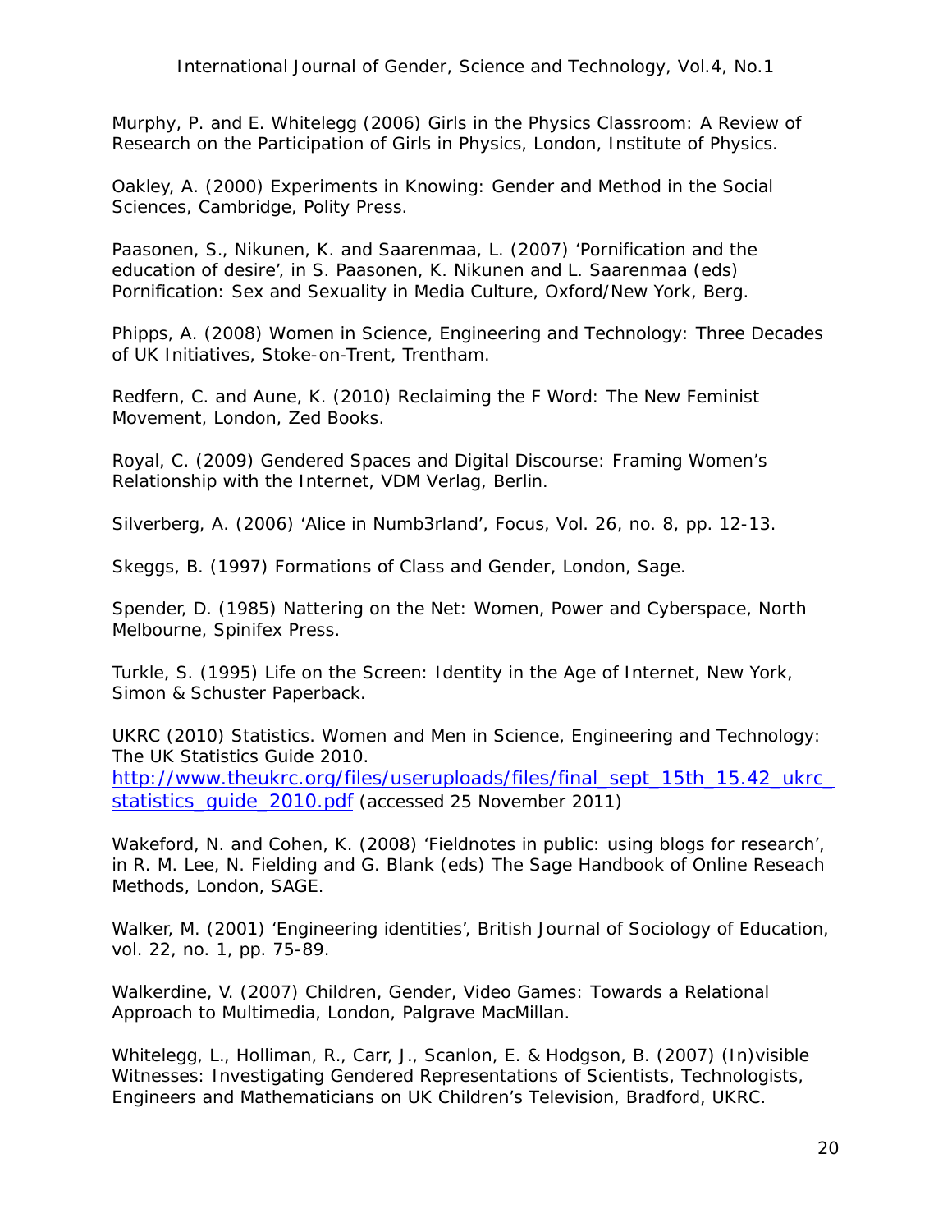Murphy, P. and E. Whitelegg (2006) Girls in the Physics Classroom: A Review of Research on the Participation of Girls in Physics, London, Institute of Physics.

Oakley, A. (2000) Experiments in Knowing: Gender and Method in the Social Sciences, Cambridge, Polity Press.

Paasonen, S., Nikunen, K. and Saarenmaa, L. (2007) 'Pornification and the education of desire', in S. Paasonen, K. Nikunen and L. Saarenmaa (eds) Pornification: Sex and Sexuality in Media Culture, Oxford/New York, Berg.

Phipps, A. (2008) Women in Science, Engineering and Technology: Three Decades of UK Initiatives, Stoke-on-Trent, Trentham.

Redfern, C. and Aune, K. (2010) Reclaiming the F Word: The New Feminist Movement, London, Zed Books.

Royal, C. (2009) Gendered Spaces and Digital Discourse: Framing Women's Relationship with the Internet, VDM Verlag, Berlin.

Silverberg, A. (2006) 'Alice in Numb3rland', Focus, Vol. 26, no. 8, pp. 12-13.

Skeggs, B. (1997) Formations of Class and Gender, London, Sage.

Spender, D. (1985) Nattering on the Net: Women, Power and Cyberspace, North Melbourne, Spinifex Press.

Turkle, S. (1995) Life on the Screen: Identity in the Age of Internet, New York, Simon & Schuster Paperback.

UKRC (2010) Statistics. Women and Men in Science, Engineering and Technology: The UK Statistics Guide 2010. http://www.theukrc.org/files/useruploads/files/final_sept_15th_15.42_ukrc_statistics_guide_2010.pdf (accessed 25 November 2011)

Wakeford, N. and Cohen, K. (2008) 'Fieldnotes in public: using blogs for research', in R. M. Lee, N. Fielding and G. Blank (eds) The Sage Handbook of Online Reseach Methods, London, SAGE.

Walker, M. (2001) 'Engineering identities', British Journal of Sociology of Education, vol. 22, no. 1, pp. 75-89.

Walkerdine, V. (2007) Children, Gender, Video Games: Towards a Relational Approach to Multimedia, London, Palgrave MacMillan.

Whitelegg, L., Holliman, R., Carr, J., Scanlon, E. & Hodgson, B. (2007) (In)visible Witnesses: Investigating Gendered Representations of Scientists, Technologists, Engineers and Mathematicians on UK Children's Television, Bradford, UKRC.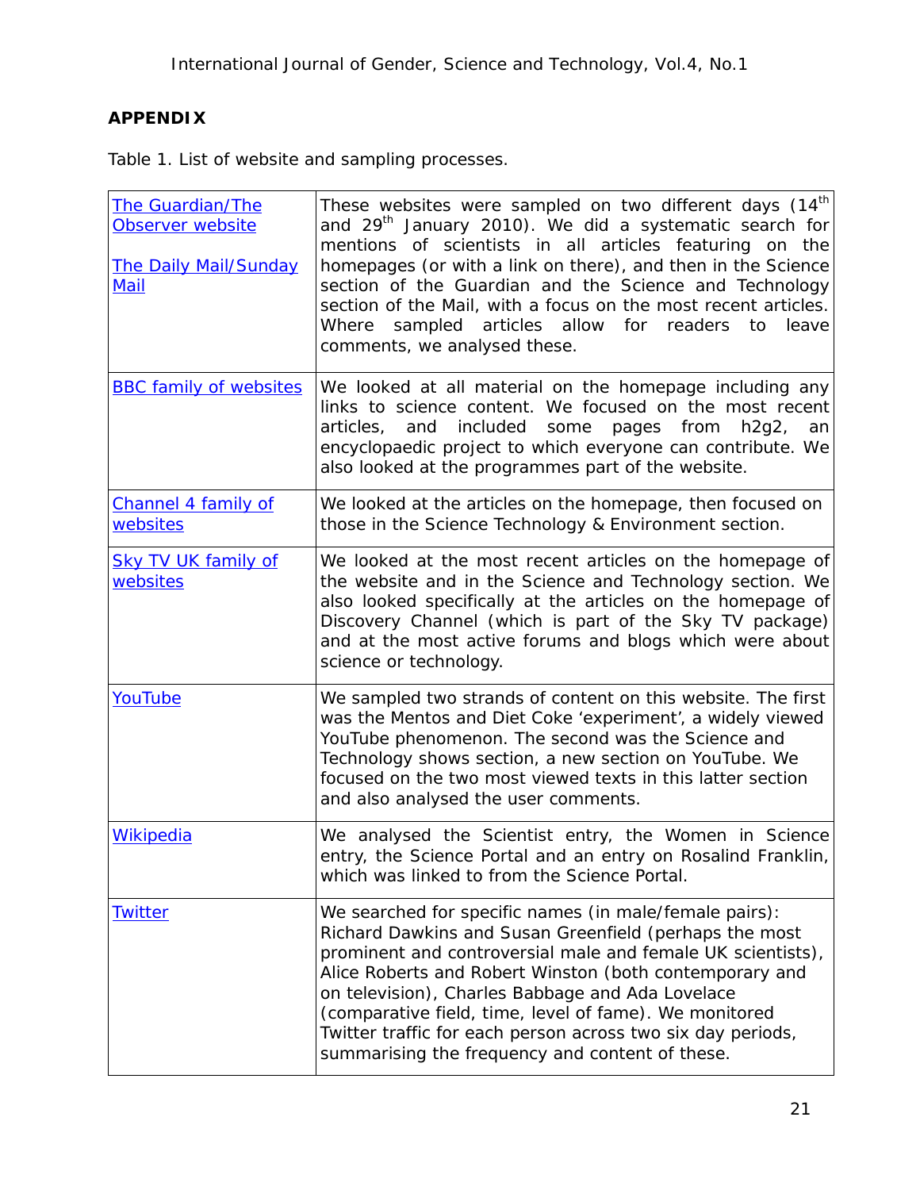## APPENDIX

Table 1. List of website and sampling processes.

| | |
|---|---|
| The Guardian/The Observer website<br><br>The Daily Mail/Sunday Mail | These websites were sampled on two different days (14th and 29th January 2010). We did a systematic search for mentions of scientists in all articles featuring on the homepages (or with a link on there), and then in the Science section of the Guardian and the Science and Technology section of the Mail, with a focus on the most recent articles. Where sampled articles allow for readers to leave comments, we analysed these. |
| BBC family of websites | We looked at all material on the homepage including any links to science content. We focused on the most recent articles, and included some pages from h2g2, an encyclopaedic project to which everyone can contribute. We also looked at the programmes part of the website. |
| Channel 4 family of websites | We looked at the articles on the homepage, then focused on those in the Science Technology & Environment section. |
| Sky TV UK family of websites | We looked at the most recent articles on the homepage of the website and in the Science and Technology section. We also looked specifically at the articles on the homepage of Discovery Channel (which is part of the Sky TV package) and at the most active forums and blogs which were about science or technology. |
| YouTube | We sampled two strands of content on this website. The first was the Mentos and Diet Coke 'experiment', a widely viewed YouTube phenomenon. The second was the Science and Technology shows section, a new section on YouTube. We focused on the two most viewed texts in this latter section and also analysed the user comments. |
| Wikipedia | We analysed the Scientist entry, the Women in Science entry, the Science Portal and an entry on Rosalind Franklin, which was linked to from the Science Portal. |
| Twitter | We searched for specific names (in male/female pairs): Richard Dawkins and Susan Greenfield (perhaps the most prominent and controversial male and female UK scientists), Alice Roberts and Robert Winston (both contemporary and on television), Charles Babbage and Ada Lovelace (comparative field, time, level of fame). We monitored Twitter traffic for each person across two six day periods, summarising the frequency and content of these. |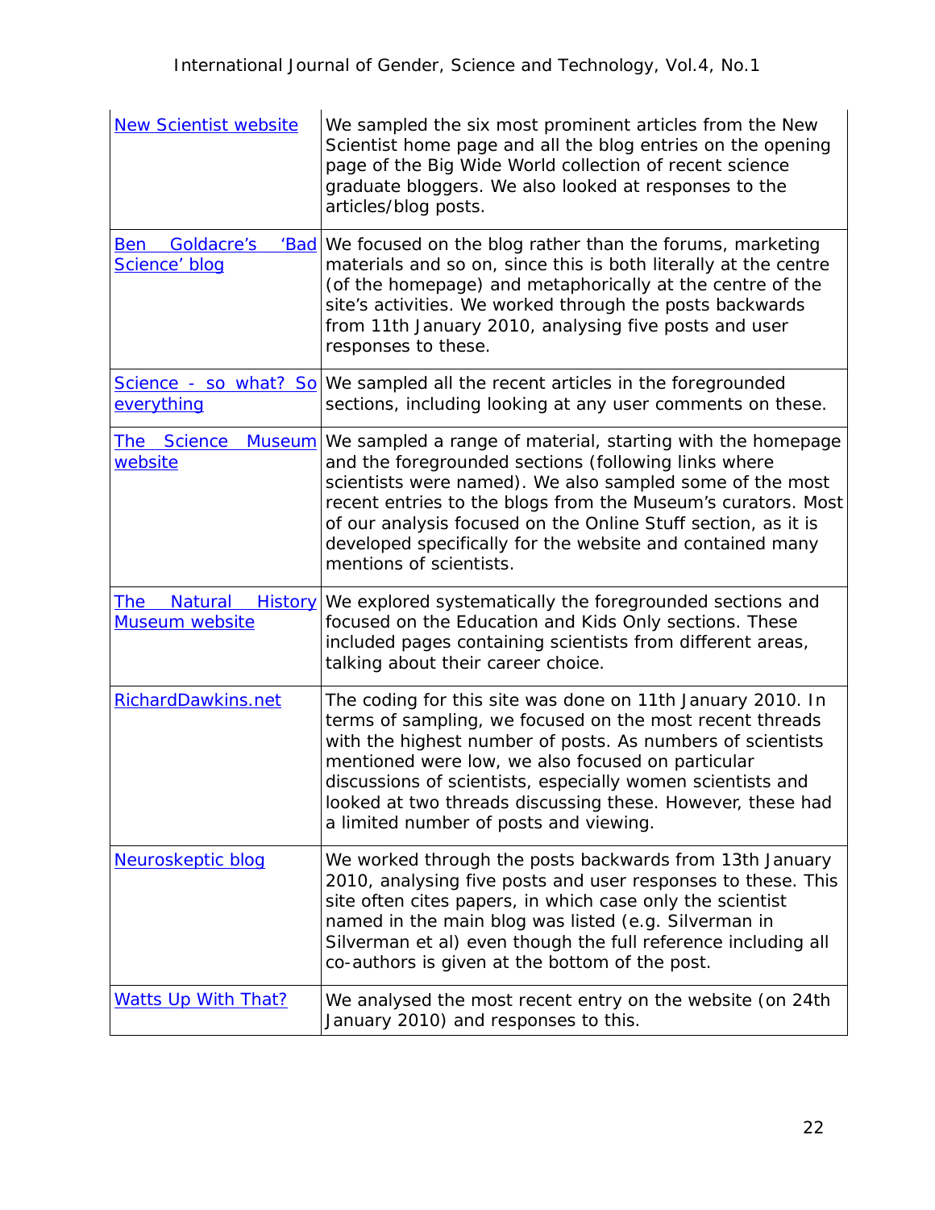| | |
|---|---|
| New Scientist website | We sampled the six most prominent articles from the New Scientist home page and all the blog entries on the opening page of the Big Wide World collection of recent science graduate bloggers. We also looked at responses to the articles/blog posts. |
| Ben Goldacre's 'Bad Science' blog | We focused on the blog rather than the forums, marketing materials and so on, since this is both literally at the centre (of the homepage) and metaphorically at the centre of the site's activities. We worked through the posts backwards from 11th January 2010, analysing five posts and user responses to these. |
| Science - so what? So everything | We sampled all the recent articles in the foregrounded sections, including looking at any user comments on these. |
| The Science Museum website | We sampled a range of material, starting with the homepage and the foregrounded sections (following links where scientists were named). We also sampled some of the most recent entries to the blogs from the Museum's curators. Most of our analysis focused on the Online Stuff section, as it is developed specifically for the website and contained many mentions of scientists. |
| The Natural History Museum website | We explored systematically the foregrounded sections and focused on the Education and Kids Only sections. These included pages containing scientists from different areas, talking about their career choice. |
| RichardDawkins.net | The coding for this site was done on 11th January 2010. In terms of sampling, we focused on the most recent threads with the highest number of posts. As numbers of scientists mentioned were low, we also focused on particular discussions of scientists, especially women scientists and looked at two threads discussing these. However, these had a limited number of posts and viewing. |
| Neuroskeptic blog | We worked through the posts backwards from 13th January 2010, analysing five posts and user responses to these. This site often cites papers, in which case only the scientist named in the main blog was listed (e.g. Silverman in Silverman et al) even though the full reference including all co-authors is given at the bottom of the post. |
| Watts Up With That? | We analysed the most recent entry on the website (on 24th January 2010) and responses to this. |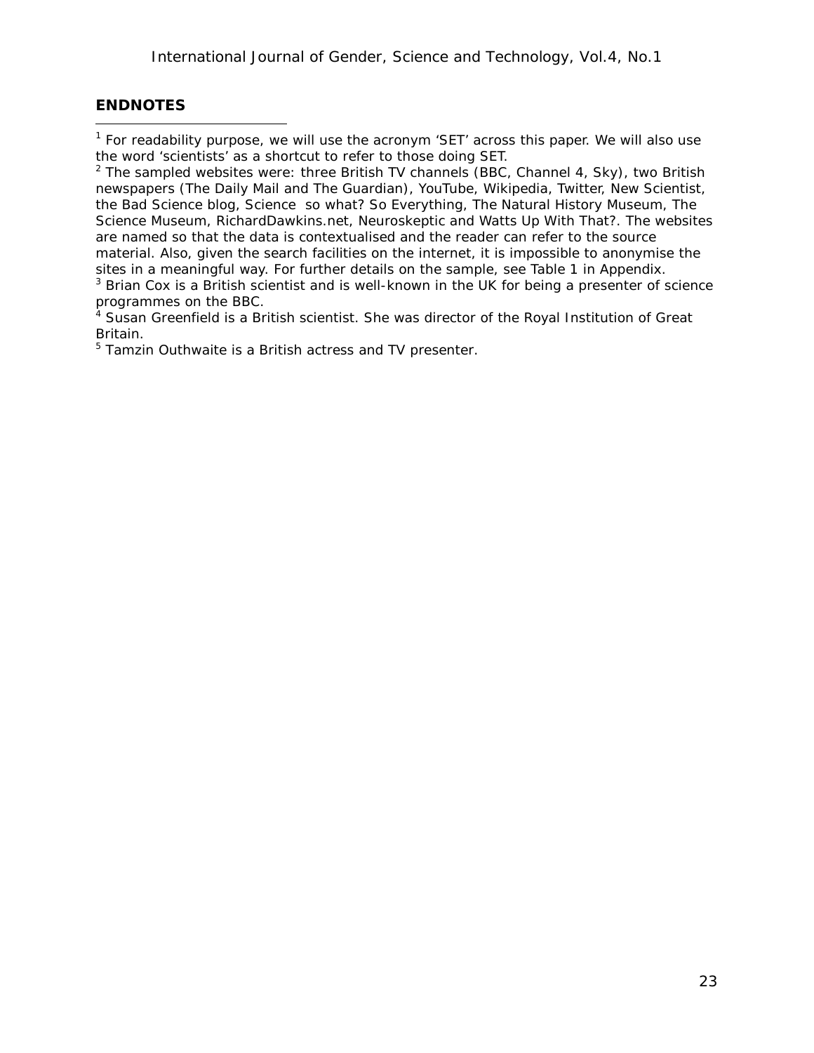## ENDNOTES

[1] For readability purpose, we will use the acronym 'SET' across this paper. We will also use the word 'scientists' as a shortcut to refer to those doing SET.

[2] The sampled websites were: three British TV channels (BBC, Channel 4, Sky), two British newspapers (The Daily Mail and The Guardian), YouTube, Wikipedia, Twitter, New Scientist, the Bad Science blog, Science so what? So Everything, The Natural History Museum, The Science Museum, RichardDawkins.net, Neuroskeptic and Watts Up With That?. The websites are named so that the data is contextualised and the reader can refer to the source material. Also, given the search facilities on the internet, it is impossible to anonymise the sites in a meaningful way. For further details on the sample, see Table 1 in Appendix.

[3] Brian Cox is a British scientist and is well-known in the UK for being a presenter of science programmes on the BBC.

[4] Susan Greenfield is a British scientist. She was director of the Royal Institution of Great Britain.

[5] Tamzin Outhwaite is a British actress and TV presenter.